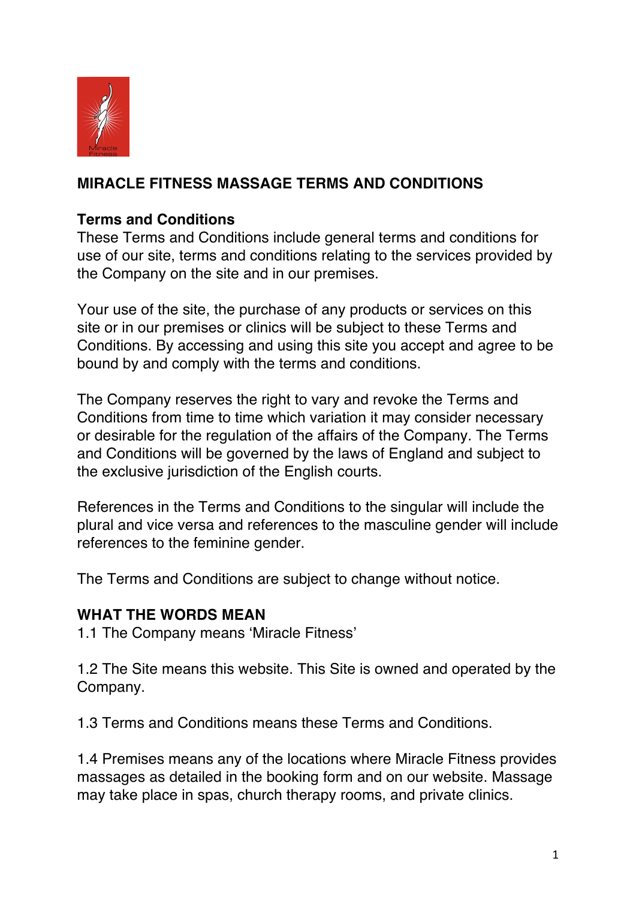# MIRACLE FITNESS MASSAGE TERMS AND CONDITIONS

## Terms and Conditions

These Terms and Conditions include general terms and conditions for use of our site, terms and conditions relating to the services provided by the Company on the site and in our premises.

Your use of the site, the purchase of any products or services on this site or in our premises or clinics will be subject to these Terms and Conditions. By accessing and using this site you accept and agree to be bound by and comply with the terms and conditions.

The Company reserves the right to vary and revoke the Terms and Conditions from time to time which variation it may consider necessary or desirable for the regulation of the affairs of the Company. The Terms and Conditions will be governed by the laws of England and subject to the exclusive jurisdiction of the English courts.

References in the Terms and Conditions to the singular will include the plural and vice versa and references to the masculine gender will include references to the feminine gender.

The Terms and Conditions are subject to change without notice.

## WHAT THE WORDS MEAN

1.1 The Company means 'Miracle Fitness'

1.2 The Site means this website. This Site is owned and operated by the Company.

1.3 Terms and Conditions means these Terms and Conditions.

1.4 Premises means any of the locations where Miracle Fitness provides massages as detailed in the booking form and on our website. Massage may take place in spas, church therapy rooms, and private clinics.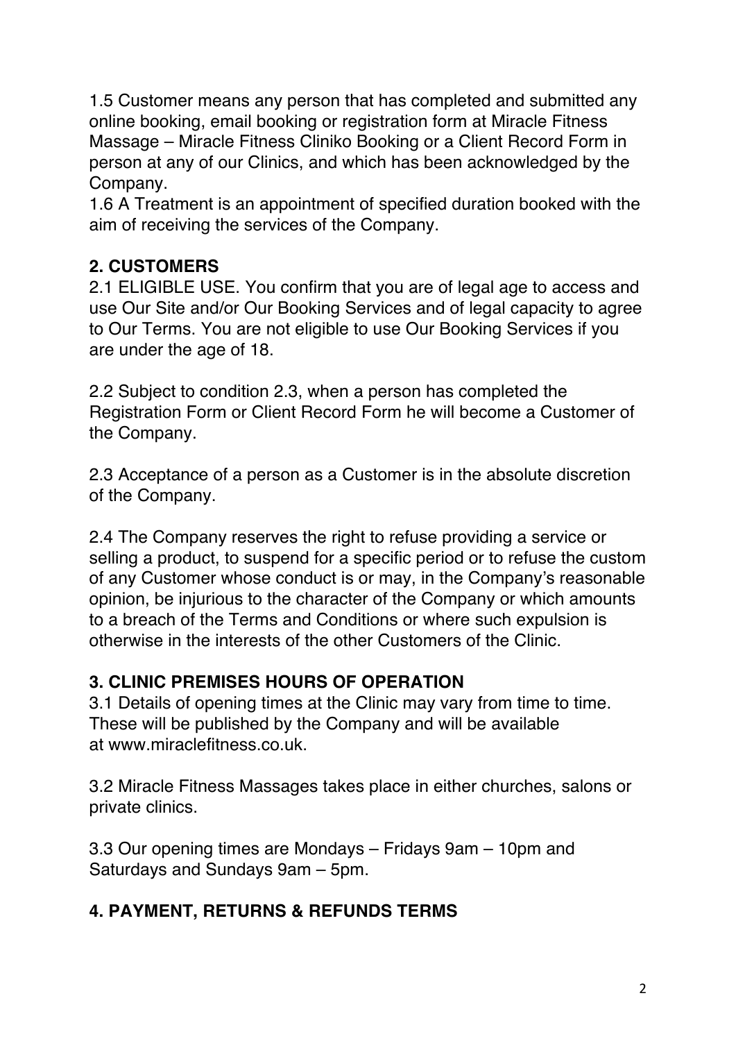1.5 Customer means any person that has completed and submitted any online booking, email booking or registration form at Miracle Fitness Massage – Miracle Fitness Cliniko Booking or a Client Record Form in person at any of our Clinics, and which has been acknowledged by the Company.

1.6 A Treatment is an appointment of specified duration booked with the aim of receiving the services of the Company.

## 2. CUSTOMERS

2.1 ELIGIBLE USE. You confirm that you are of legal age to access and use Our Site and/or Our Booking Services and of legal capacity to agree to Our Terms. You are not eligible to use Our Booking Services if you are under the age of 18.

2.2 Subject to condition 2.3, when a person has completed the Registration Form or Client Record Form he will become a Customer of the Company.

2.3 Acceptance of a person as a Customer is in the absolute discretion of the Company.

2.4 The Company reserves the right to refuse providing a service or selling a product, to suspend for a specific period or to refuse the custom of any Customer whose conduct is or may, in the Company's reasonable opinion, be injurious to the character of the Company or which amounts to a breach of the Terms and Conditions or where such expulsion is otherwise in the interests of the other Customers of the Clinic.

## 3. CLINIC PREMISES HOURS OF OPERATION

3.1 Details of opening times at the Clinic may vary from time to time. These will be published by the Company and will be available at www.miraclefitness.co.uk.

3.2 Miracle Fitness Massages takes place in either churches, salons or private clinics.

3.3 Our opening times are Mondays – Fridays 9am – 10pm and Saturdays and Sundays 9am – 5pm.

## 4. PAYMENT, RETURNS & REFUNDS TERMS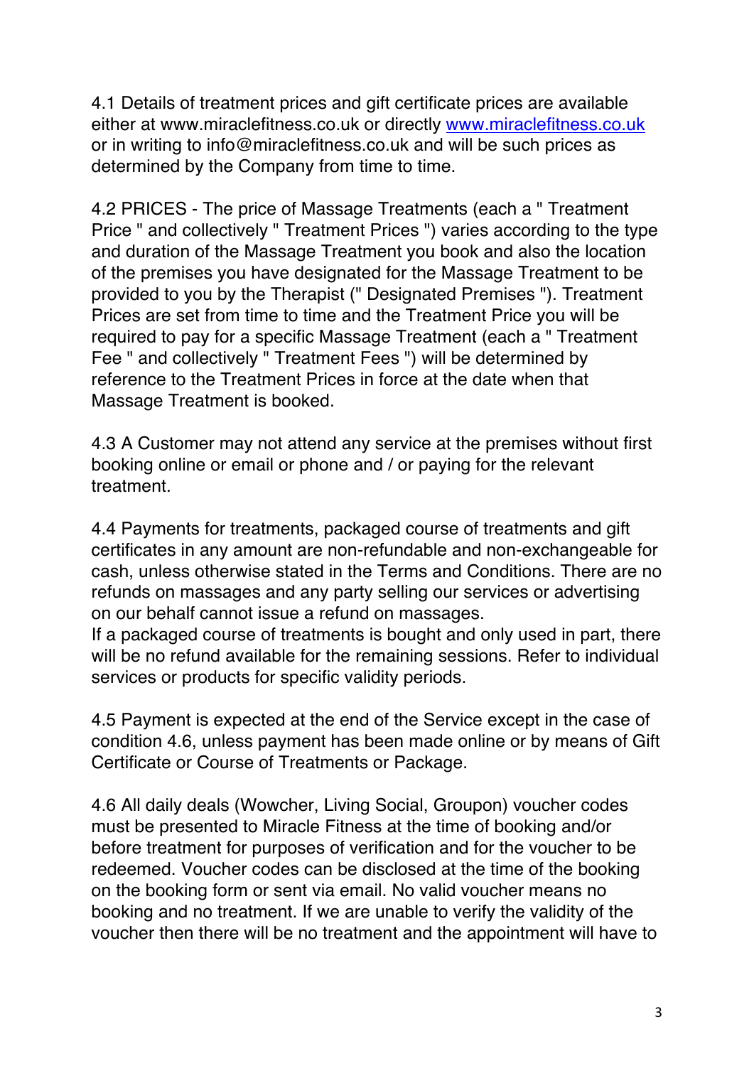4.1 Details of treatment prices and gift certificate prices are available either at www.miraclefitness.co.uk or directly [www.miraclefitness.co.uk](www.miraclefitness.co.uk) or in writing to info@miraclefitness.co.uk and will be such prices as determined by the Company from time to time.

4.2 PRICES - The price of Massage Treatments (each a " Treatment Price " and collectively " Treatment Prices ") varies according to the type and duration of the Massage Treatment you book and also the location of the premises you have designated for the Massage Treatment to be provided to you by the Therapist (" Designated Premises "). Treatment Prices are set from time to time and the Treatment Price you will be required to pay for a specific Massage Treatment (each a " Treatment Fee " and collectively " Treatment Fees ") will be determined by reference to the Treatment Prices in force at the date when that Massage Treatment is booked.

4.3 A Customer may not attend any service at the premises without first booking online or email or phone and / or paying for the relevant treatment.

4.4 Payments for treatments, packaged course of treatments and gift certificates in any amount are non-refundable and non-exchangeable for cash, unless otherwise stated in the Terms and Conditions. There are no refunds on massages and any party selling our services or advertising on our behalf cannot issue a refund on massages.
If a packaged course of treatments is bought and only used in part, there will be no refund available for the remaining sessions. Refer to individual services or products for specific validity periods.

4.5 Payment is expected at the end of the Service except in the case of condition 4.6, unless payment has been made online or by means of Gift Certificate or Course of Treatments or Package.

4.6 All daily deals (Wowcher, Living Social, Groupon) voucher codes must be presented to Miracle Fitness at the time of booking and/or before treatment for purposes of verification and for the voucher to be redeemed. Voucher codes can be disclosed at the time of the booking on the booking form or sent via email. No valid voucher means no booking and no treatment. If we are unable to verify the validity of the voucher then there will be no treatment and the appointment will have to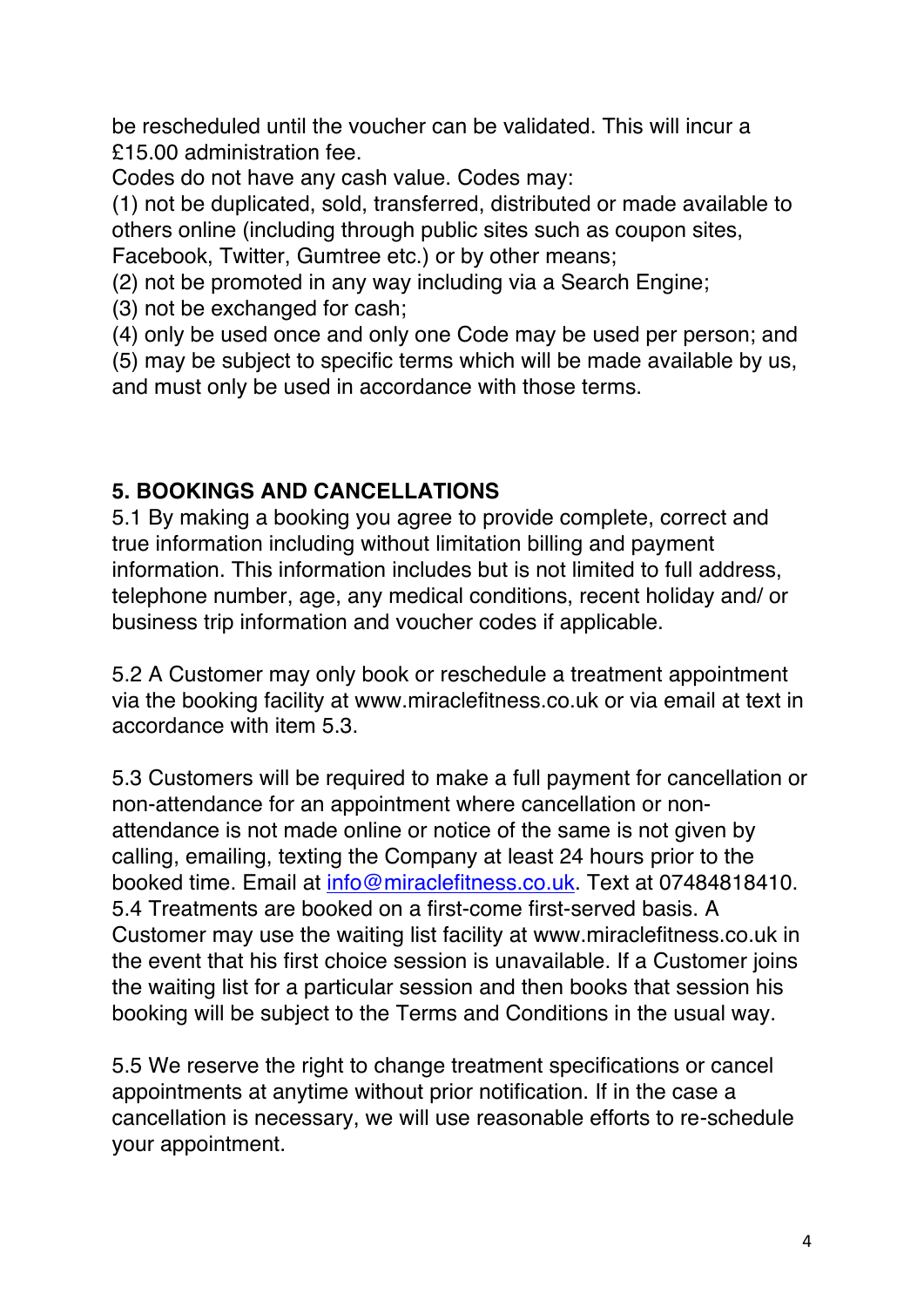be rescheduled until the voucher can be validated. This will incur a £15.00 administration fee.

Codes do not have any cash value. Codes may:

(1) not be duplicated, sold, transferred, distributed or made available to others online (including through public sites such as coupon sites, Facebook, Twitter, Gumtree etc.) or by other means;

(2) not be promoted in any way including via a Search Engine;

(3) not be exchanged for cash;

(4) only be used once and only one Code may be used per person; and

(5) may be subject to specific terms which will be made available by us, and must only be used in accordance with those terms.

**5. BOOKINGS AND CANCELLATIONS**

5.1 By making a booking you agree to provide complete, correct and true information including without limitation billing and payment information. This information includes but is not limited to full address, telephone number, age, any medical conditions, recent holiday and/ or business trip information and voucher codes if applicable.

5.2 A Customer may only book or reschedule a treatment appointment via the booking facility at www.miraclefitness.co.uk or via email at text in accordance with item 5.3.

5.3 Customers will be required to make a full payment for cancellation or non-attendance for an appointment where cancellation or non-attendance is not made online or notice of the same is not given by calling, emailing, texting the Company at least 24 hours prior to the booked time. Email at info@miraclefitness.co.uk. Text at 07484818410.

5.4 Treatments are booked on a first-come first-served basis. A Customer may use the waiting list facility at www.miraclefitness.co.uk in the event that his first choice session is unavailable. If a Customer joins the waiting list for a particular session and then books that session his booking will be subject to the Terms and Conditions in the usual way.

5.5 We reserve the right to change treatment specifications or cancel appointments at anytime without prior notification. If in the case a cancellation is necessary, we will use reasonable efforts to re-schedule your appointment.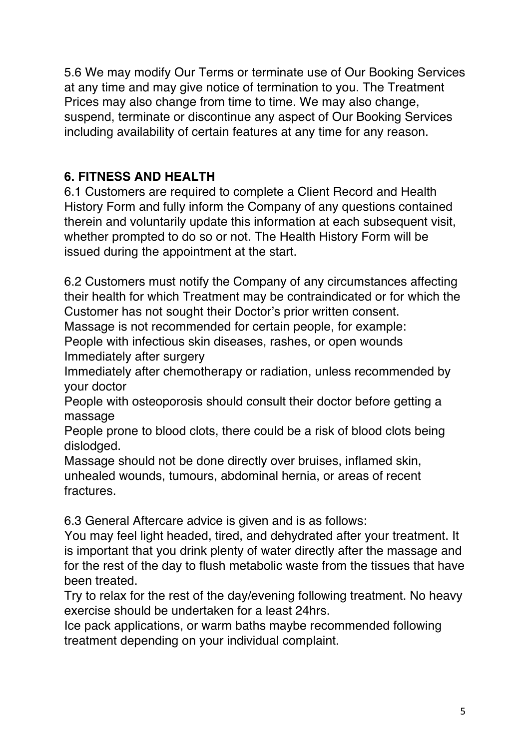5.6 We may modify Our Terms or terminate use of Our Booking Services at any time and may give notice of termination to you. The Treatment Prices may also change from time to time. We may also change, suspend, terminate or discontinue any aspect of Our Booking Services including availability of certain features at any time for any reason.

## 6. FITNESS AND HEALTH

6.1 Customers are required to complete a Client Record and Health History Form and fully inform the Company of any questions contained therein and voluntarily update this information at each subsequent visit, whether prompted to do so or not. The Health History Form will be issued during the appointment at the start.

6.2 Customers must notify the Company of any circumstances affecting their health for which Treatment may be contraindicated or for which the Customer has not sought their Doctor's prior written consent.
Massage is not recommended for certain people, for example:
People with infectious skin diseases, rashes, or open wounds
Immediately after surgery
Immediately after chemotherapy or radiation, unless recommended by your doctor
People with osteoporosis should consult their doctor before getting a massage
People prone to blood clots, there could be a risk of blood clots being dislodged.
Massage should not be done directly over bruises, inflamed skin, unhealed wounds, tumours, abdominal hernia, or areas of recent fractures.

6.3 General Aftercare advice is given and is as follows:
You may feel light headed, tired, and dehydrated after your treatment. It is important that you drink plenty of water directly after the massage and for the rest of the day to flush metabolic waste from the tissues that have been treated.
Try to relax for the rest of the day/evening following treatment. No heavy exercise should be undertaken for a least 24hrs.
Ice pack applications, or warm baths maybe recommended following treatment depending on your individual complaint.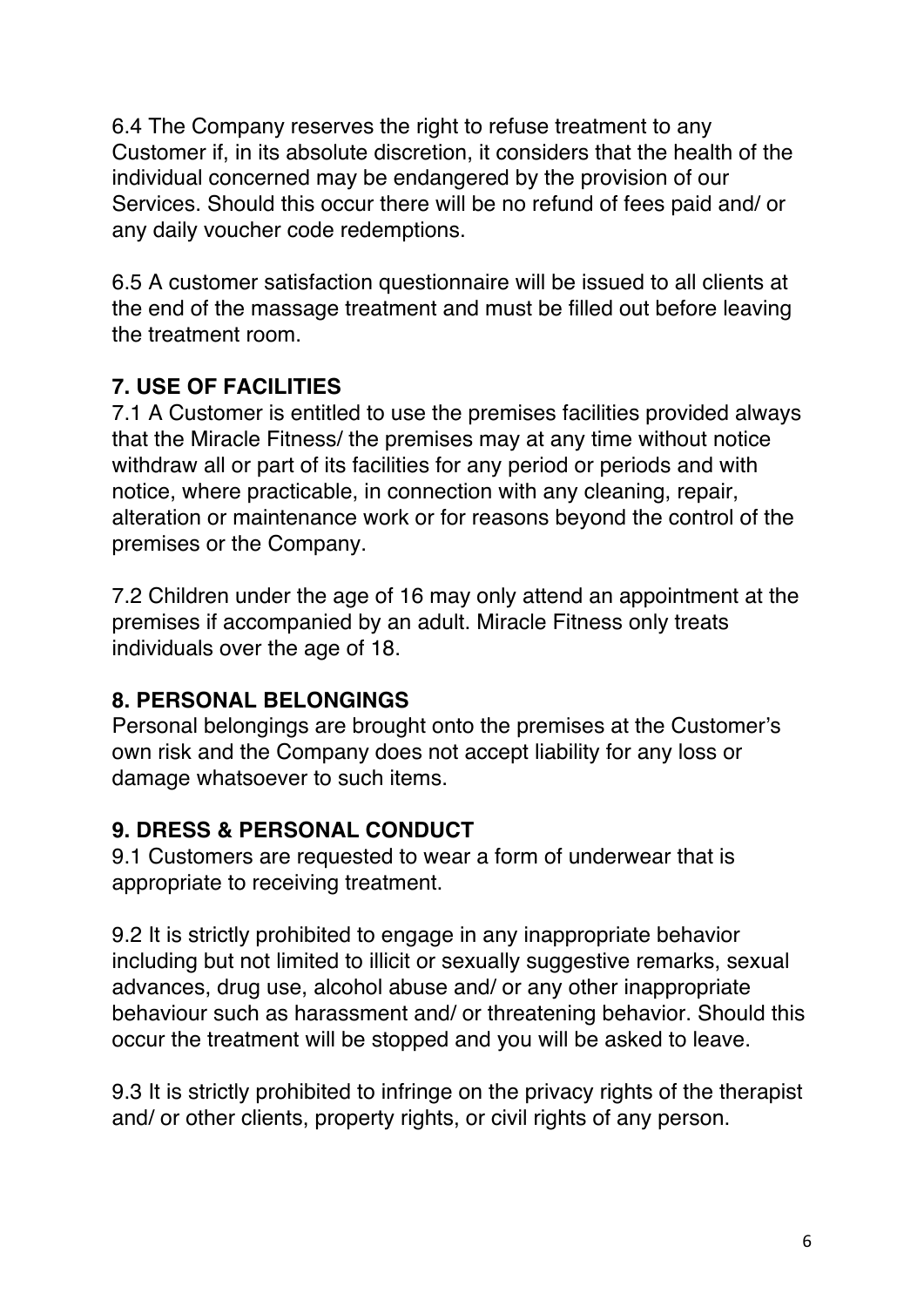6.4 The Company reserves the right to refuse treatment to any Customer if, in its absolute discretion, it considers that the health of the individual concerned may be endangered by the provision of our Services. Should this occur there will be no refund of fees paid and/ or any daily voucher code redemptions.

6.5 A customer satisfaction questionnaire will be issued to all clients at the end of the massage treatment and must be filled out before leaving the treatment room.

## 7. USE OF FACILITIES

7.1 A Customer is entitled to use the premises facilities provided always that the Miracle Fitness/ the premises may at any time without notice withdraw all or part of its facilities for any period or periods and with notice, where practicable, in connection with any cleaning, repair, alteration or maintenance work or for reasons beyond the control of the premises or the Company.

7.2 Children under the age of 16 may only attend an appointment at the premises if accompanied by an adult. Miracle Fitness only treats individuals over the age of 18.

## 8. PERSONAL BELONGINGS

Personal belongings are brought onto the premises at the Customer's own risk and the Company does not accept liability for any loss or damage whatsoever to such items.

## 9. DRESS & PERSONAL CONDUCT

9.1 Customers are requested to wear a form of underwear that is appropriate to receiving treatment.

9.2 It is strictly prohibited to engage in any inappropriate behavior including but not limited to illicit or sexually suggestive remarks, sexual advances, drug use, alcohol abuse and/ or any other inappropriate behaviour such as harassment and/ or threatening behavior. Should this occur the treatment will be stopped and you will be asked to leave.

9.3 It is strictly prohibited to infringe on the privacy rights of the therapist and/ or other clients, property rights, or civil rights of any person.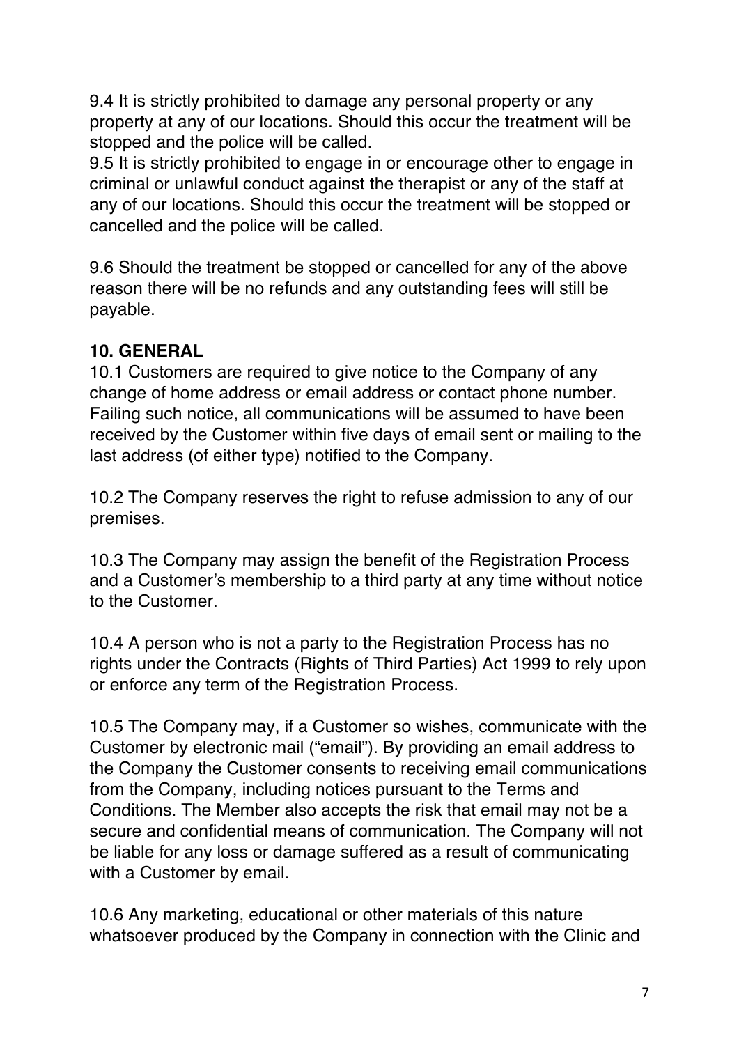9.4 It is strictly prohibited to damage any personal property or any property at any of our locations. Should this occur the treatment will be stopped and the police will be called.
9.5 It is strictly prohibited to engage in or encourage other to engage in criminal or unlawful conduct against the therapist or any of the staff at any of our locations. Should this occur the treatment will be stopped or cancelled and the police will be called.

9.6 Should the treatment be stopped or cancelled for any of the above reason there will be no refunds and any outstanding fees will still be payable.

**10. GENERAL**
10.1 Customers are required to give notice to the Company of any change of home address or email address or contact phone number. Failing such notice, all communications will be assumed to have been received by the Customer within five days of email sent or mailing to the last address (of either type) notified to the Company.

10.2 The Company reserves the right to refuse admission to any of our premises.

10.3 The Company may assign the benefit of the Registration Process and a Customer's membership to a third party at any time without notice to the Customer.

10.4 A person who is not a party to the Registration Process has no rights under the Contracts (Rights of Third Parties) Act 1999 to rely upon or enforce any term of the Registration Process.

10.5 The Company may, if a Customer so wishes, communicate with the Customer by electronic mail ("email"). By providing an email address to the Company the Customer consents to receiving email communications from the Company, including notices pursuant to the Terms and Conditions. The Member also accepts the risk that email may not be a secure and confidential means of communication. The Company will not be liable for any loss or damage suffered as a result of communicating with a Customer by email.

10.6 Any marketing, educational or other materials of this nature whatsoever produced by the Company in connection with the Clinic and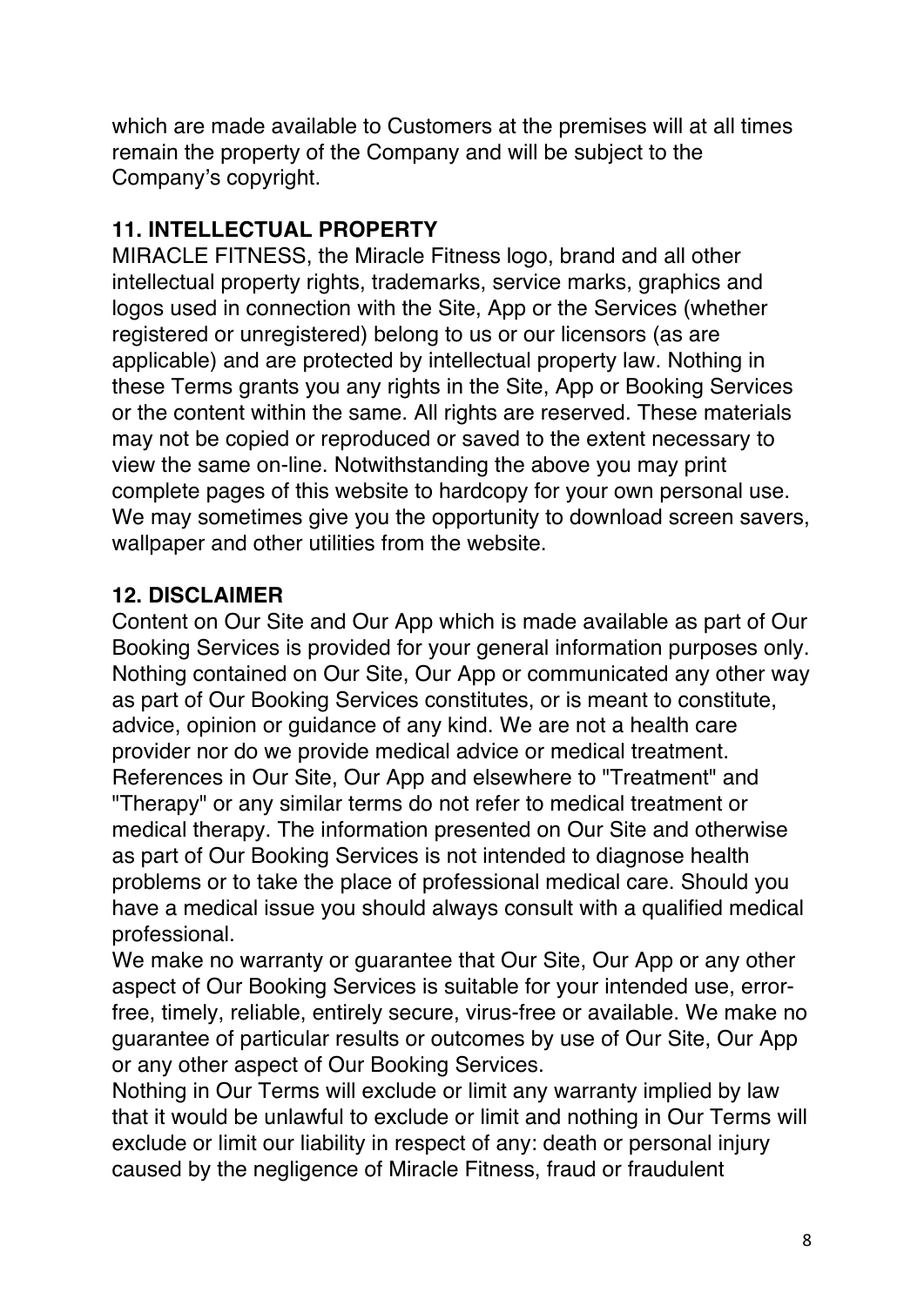which are made available to Customers at the premises will at all times remain the property of the Company and will be subject to the Company's copyright.

## 11. INTELLECTUAL PROPERTY

MIRACLE FITNESS, the Miracle Fitness logo, brand and all other intellectual property rights, trademarks, service marks, graphics and logos used in connection with the Site, App or the Services (whether registered or unregistered) belong to us or our licensors (as are applicable) and are protected by intellectual property law. Nothing in these Terms grants you any rights in the Site, App or Booking Services or the content within the same. All rights are reserved. These materials may not be copied or reproduced or saved to the extent necessary to view the same on-line. Notwithstanding the above you may print complete pages of this website to hardcopy for your own personal use. We may sometimes give you the opportunity to download screen savers, wallpaper and other utilities from the website.

## 12. DISCLAIMER

Content on Our Site and Our App which is made available as part of Our Booking Services is provided for your general information purposes only. Nothing contained on Our Site, Our App or communicated any other way as part of Our Booking Services constitutes, or is meant to constitute, advice, opinion or guidance of any kind. We are not a health care provider nor do we provide medical advice or medical treatment. References in Our Site, Our App and elsewhere to "Treatment" and "Therapy" or any similar terms do not refer to medical treatment or medical therapy. The information presented on Our Site and otherwise as part of Our Booking Services is not intended to diagnose health problems or to take the place of professional medical care. Should you have a medical issue you should always consult with a qualified medical professional.

We make no warranty or guarantee that Our Site, Our App or any other aspect of Our Booking Services is suitable for your intended use, error-free, timely, reliable, entirely secure, virus-free or available. We make no guarantee of particular results or outcomes by use of Our Site, Our App or any other aspect of Our Booking Services.

Nothing in Our Terms will exclude or limit any warranty implied by law that it would be unlawful to exclude or limit and nothing in Our Terms will exclude or limit our liability in respect of any: death or personal injury caused by the negligence of Miracle Fitness, fraud or fraudulent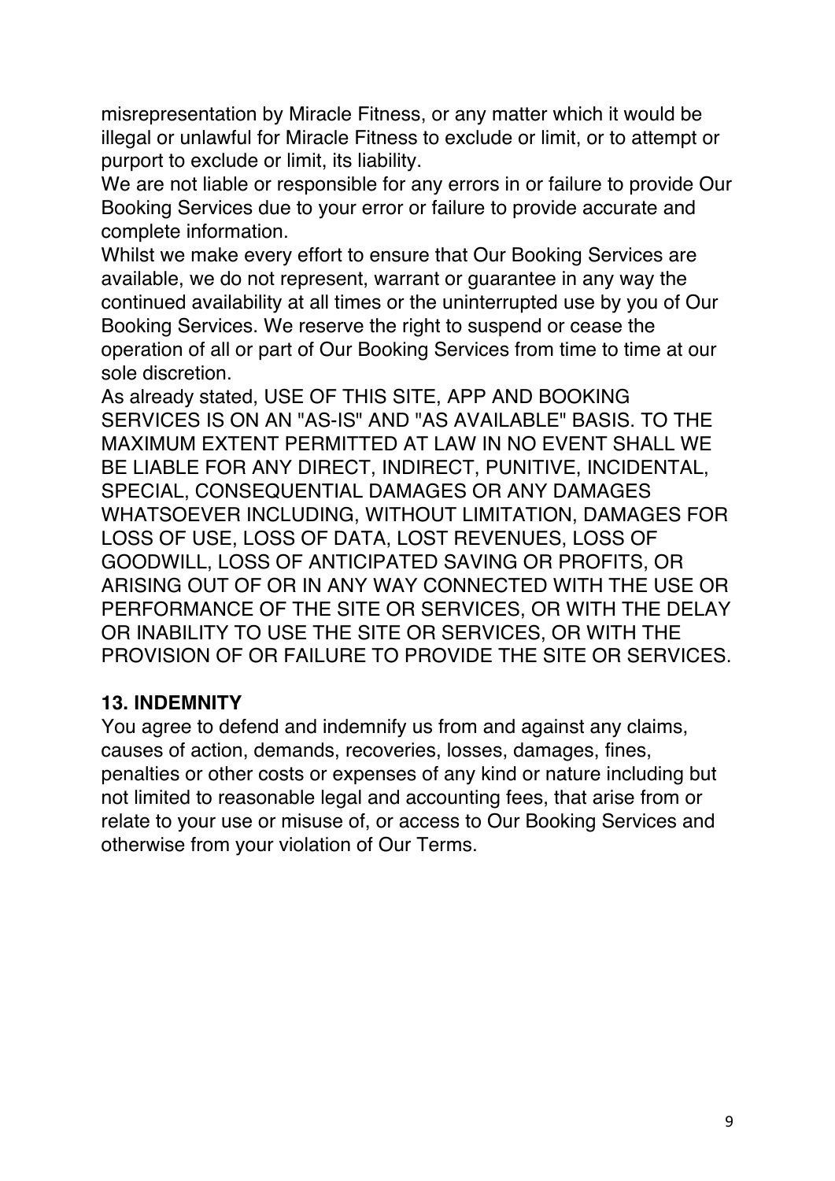misrepresentation by Miracle Fitness, or any matter which it would be illegal or unlawful for Miracle Fitness to exclude or limit, or to attempt or purport to exclude or limit, its liability.

We are not liable or responsible for any errors in or failure to provide Our Booking Services due to your error or failure to provide accurate and complete information.

Whilst we make every effort to ensure that Our Booking Services are available, we do not represent, warrant or guarantee in any way the continued availability at all times or the uninterrupted use by you of Our Booking Services. We reserve the right to suspend or cease the operation of all or part of Our Booking Services from time to time at our sole discretion.

As already stated, USE OF THIS SITE, APP AND BOOKING SERVICES IS ON AN "AS-IS" AND "AS AVAILABLE" BASIS. TO THE MAXIMUM EXTENT PERMITTED AT LAW IN NO EVENT SHALL WE BE LIABLE FOR ANY DIRECT, INDIRECT, PUNITIVE, INCIDENTAL, SPECIAL, CONSEQUENTIAL DAMAGES OR ANY DAMAGES WHATSOEVER INCLUDING, WITHOUT LIMITATION, DAMAGES FOR LOSS OF USE, LOSS OF DATA, LOST REVENUES, LOSS OF GOODWILL, LOSS OF ANTICIPATED SAVING OR PROFITS, OR ARISING OUT OF OR IN ANY WAY CONNECTED WITH THE USE OR PERFORMANCE OF THE SITE OR SERVICES, OR WITH THE DELAY OR INABILITY TO USE THE SITE OR SERVICES, OR WITH THE PROVISION OF OR FAILURE TO PROVIDE THE SITE OR SERVICES.

## 13. INDEMNITY

You agree to defend and indemnify us from and against any claims, causes of action, demands, recoveries, losses, damages, fines, penalties or other costs or expenses of any kind or nature including but not limited to reasonable legal and accounting fees, that arise from or relate to your use or misuse of, or access to Our Booking Services and otherwise from your violation of Our Terms.